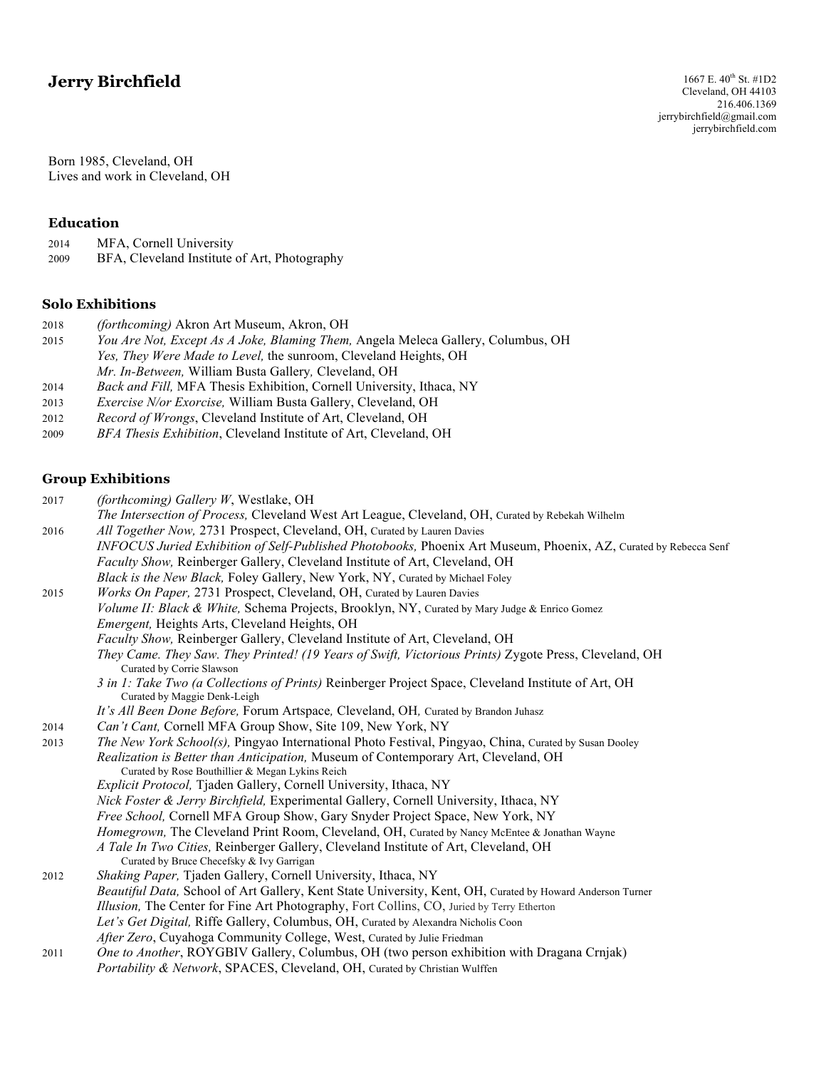# Jerry Birchfield

1667 E. 40th St. #1D2
Cleveland, OH 44103
216.406.1369
jerrybirchfield@gmail.com
jerrybirchfield.com

Born 1985, Cleveland, OH
Lives and work in Cleveland, OH

## Education

2014 MFA, Cornell University
2009 BFA, Cleveland Institute of Art, Photography

## Solo Exhibitions

2018 *(forthcoming)* Akron Art Museum, Akron, OH
2015 *You Are Not, Except As A Joke, Blaming Them,* Angela Meleca Gallery, Columbus, OH
*Yes, They Were Made to Level,* the sunroom, Cleveland Heights, OH
*Mr. In-Between,* William Busta Gallery*,* Cleveland, OH
2014 *Back and Fill,* MFA Thesis Exhibition, Cornell University, Ithaca, NY
2013 *Exercise N/or Exorcise,* William Busta Gallery, Cleveland, OH
2012 *Record of Wrongs*, Cleveland Institute of Art, Cleveland, OH
2009 *BFA Thesis Exhibition*, Cleveland Institute of Art, Cleveland, OH

## Group Exhibitions

2017 *(forthcoming) Gallery W*, Westlake, OH
*The Intersection of Process,* Cleveland West Art League, Cleveland, OH, Curated by Rebekah Wilhelm
2016 *All Together Now,* 2731 Prospect, Cleveland, OH, Curated by Lauren Davies
*INFOCUS Juried Exhibition of Self-Published Photobooks,* Phoenix Art Museum, Phoenix, AZ, Curated by Rebecca Senf
*Faculty Show,* Reinberger Gallery, Cleveland Institute of Art, Cleveland, OH
*Black is the New Black,* Foley Gallery, New York, NY, Curated by Michael Foley
2015 *Works On Paper,* 2731 Prospect, Cleveland, OH, Curated by Lauren Davies
*Volume II: Black & White,* Schema Projects, Brooklyn, NY, Curated by Mary Judge & Enrico Gomez
*Emergent,* Heights Arts, Cleveland Heights, OH
*Faculty Show,* Reinberger Gallery, Cleveland Institute of Art, Cleveland, OH
*They Came. They Saw. They Printed! (19 Years of Swift, Victorious Prints)* Zygote Press, Cleveland, OH
Curated by Corrie Slawson
*3 in 1: Take Two (a Collections of Prints)* Reinberger Project Space, Cleveland Institute of Art, OH
Curated by Maggie Denk-Leigh
*It's All Been Done Before,* Forum Artspace*,* Cleveland, OH*,* Curated by Brandon Juhasz
2014 *Can't Cant,* Cornell MFA Group Show, Site 109, New York, NY
2013 *The New York School(s),* Pingyao International Photo Festival, Pingyao, China, Curated by Susan Dooley
*Realization is Better than Anticipation,* Museum of Contemporary Art, Cleveland, OH
Curated by Rose Bouthillier & Megan Lykins Reich
*Explicit Protocol,* Tjaden Gallery, Cornell University, Ithaca, NY
*Nick Foster & Jerry Birchfield,* Experimental Gallery, Cornell University, Ithaca, NY
*Free School,* Cornell MFA Group Show, Gary Snyder Project Space, New York, NY
*Homegrown,* The Cleveland Print Room, Cleveland, OH, Curated by Nancy McEntee & Jonathan Wayne
*A Tale In Two Cities,* Reinberger Gallery, Cleveland Institute of Art, Cleveland, OH
Curated by Bruce Checefsky & Ivy Garrigan
2012 *Shaking Paper,* Tjaden Gallery, Cornell University, Ithaca, NY
*Beautiful Data,* School of Art Gallery, Kent State University, Kent, OH, Curated by Howard Anderson Turner
*Illusion,* The Center for Fine Art Photography, Fort Collins, CO, Juried by Terry Etherton
*Let's Get Digital,* Riffe Gallery, Columbus, OH, Curated by Alexandra Nicholis Coon
*After Zero*, Cuyahoga Community College, West, Curated by Julie Friedman
2011 *One to Another*, ROYGBIV Gallery, Columbus, OH (two person exhibition with Dragana Crnjak)
*Portability & Network*, SPACES, Cleveland, OH, Curated by Christian Wulffen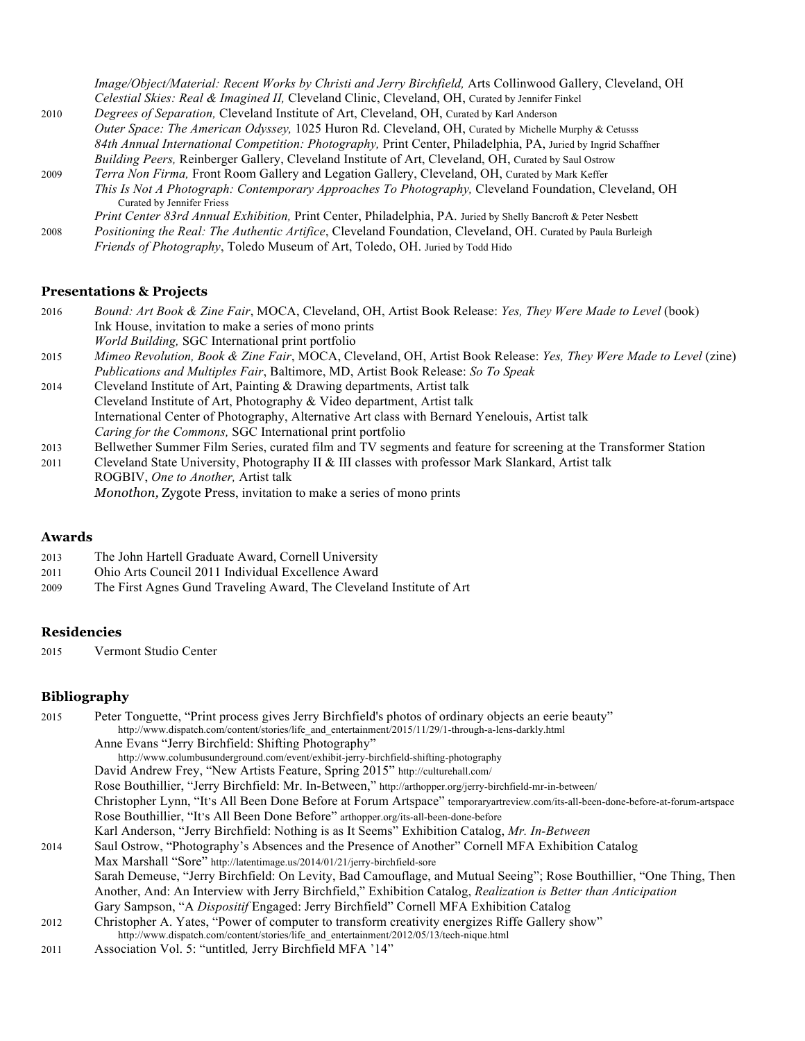2011 (cont.) *Image/Object/Material: Recent Works by Christi and Jerry Birchfield,* Arts Collinwood Gallery, Cleveland, OH
*Celestial Skies: Real & Imagined II,* Cleveland Clinic, Cleveland, OH, Curated by Jennifer Finkel

2010 *Degrees of Separation,* Cleveland Institute of Art, Cleveland, OH, Curated by Karl Anderson
*Outer Space: The American Odyssey,* 1025 Huron Rd. Cleveland, OH, Curated by Michelle Murphy & Cetusss
*84th Annual International Competition: Photography,* Print Center, Philadelphia, PA, Juried by Ingrid Schaffner
*Building Peers,* Reinberger Gallery, Cleveland Institute of Art, Cleveland, OH, Curated by Saul Ostrow

2009 *Terra Non Firma,* Front Room Gallery and Legation Gallery, Cleveland, OH, Curated by Mark Keffer
*This Is Not A Photograph: Contemporary Approaches To Photography,* Cleveland Foundation, Cleveland, OH Curated by Jennifer Friess
*Print Center 83rd Annual Exhibition,* Print Center, Philadelphia, PA. Juried by Shelly Bancroft & Peter Nesbett

2008 *Positioning the Real: The Authentic Artifice*, Cleveland Foundation, Cleveland, OH. Curated by Paula Burleigh
*Friends of Photography*, Toledo Museum of Art, Toledo, OH. Juried by Todd Hido

## Presentations & Projects

2016 *Bound: Art Book & Zine Fair*, MOCA, Cleveland, OH, Artist Book Release: *Yes, They Were Made to Level* (book)
Ink House, invitation to make a series of mono prints
*World Building,* SGC International print portfolio

2015 *Mimeo Revolution, Book & Zine Fair*, MOCA, Cleveland, OH, Artist Book Release: *Yes, They Were Made to Level* (zine)
*Publications and Multiples Fair*, Baltimore, MD, Artist Book Release: *So To Speak*

2014 Cleveland Institute of Art, Painting & Drawing departments, Artist talk
Cleveland Institute of Art, Photography & Video department, Artist talk
International Center of Photography, Alternative Art class with Bernard Yenelouis, Artist talk
*Caring for the Commons,* SGC International print portfolio

2013 Bellwether Summer Film Series, curated film and TV segments and feature for screening at the Transformer Station

2011 Cleveland State University, Photography II & III classes with professor Mark Slankard, Artist talk
ROGBIV, *One to Another,* Artist talk
*Monothon,* Zygote Press, invitation to make a series of mono prints

## Awards

2013 The John Hartell Graduate Award, Cornell University

2011 Ohio Arts Council 2011 Individual Excellence Award

2009 The First Agnes Gund Traveling Award, The Cleveland Institute of Art

## Residencies

2015 Vermont Studio Center

## Bibliography

2015 Peter Tonguette, "Print process gives Jerry Birchfield's photos of ordinary objects an eerie beauty" http://www.dispatch.com/content/stories/life_and_entertainment/2015/11/29/1-through-a-lens-darkly.html
Anne Evans "Jerry Birchfield: Shifting Photography" http://www.columbusunderground.com/event/exhibit-jerry-birchfield-shifting-photography
David Andrew Frey, "New Artists Feature, Spring 2015" http://culturehall.com/
Rose Bouthillier, "Jerry Birchfield: Mr. In-Between," http://arthopper.org/jerry-birchfield-mr-in-between/
Christopher Lynn, "It's All Been Done Before at Forum Artspace" temporaryartreview.com/its-all-been-done-before-at-forum-artspace
Rose Bouthillier, "It's All Been Done Before" arthopper.org/its-all-been-done-before
Karl Anderson, "Jerry Birchfield: Nothing is as It Seems" Exhibition Catalog, *Mr. In-Between*

2014 Saul Ostrow, "Photography's Absences and the Presence of Another" Cornell MFA Exhibition Catalog
Max Marshall "Sore" http://latentimage.us/2014/01/21/jerry-birchfield-sore
Sarah Demeuse, "Jerry Birchfield: On Levity, Bad Camouflage, and Mutual Seeing"; Rose Bouthillier, "One Thing, Then Another, And: An Interview with Jerry Birchfield," Exhibition Catalog, *Realization is Better than Anticipation*
Gary Sampson, "A *Dispositif* Engaged: Jerry Birchfield" Cornell MFA Exhibition Catalog

2012 Christopher A. Yates, "Power of computer to transform creativity energizes Riffe Gallery show" http://www.dispatch.com/content/stories/life_and_entertainment/2012/05/13/tech-nique.html

2011 Association Vol. 5: "untitled*,* Jerry Birchfield MFA '14"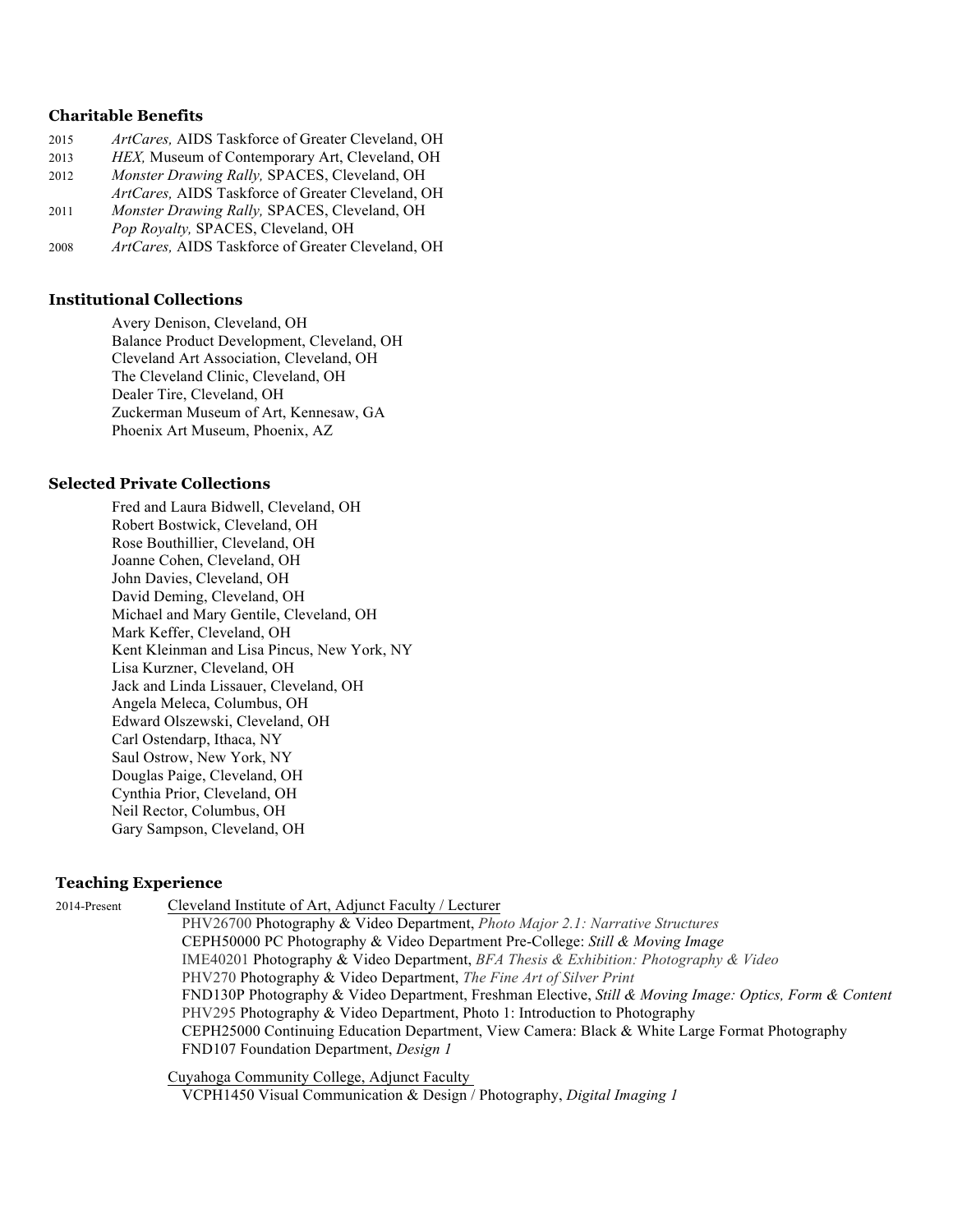### Charitable Benefits

2015 *ArtCares,* AIDS Taskforce of Greater Cleveland, OH
2013 *HEX,* Museum of Contemporary Art, Cleveland, OH
2012 *Monster Drawing Rally,* SPACES, Cleveland, OH
*ArtCares,* AIDS Taskforce of Greater Cleveland, OH
2011 *Monster Drawing Rally,* SPACES, Cleveland, OH
*Pop Royalty,* SPACES, Cleveland, OH
2008 *ArtCares,* AIDS Taskforce of Greater Cleveland, OH

### Institutional Collections

Avery Denison, Cleveland, OH
Balance Product Development, Cleveland, OH
Cleveland Art Association, Cleveland, OH
The Cleveland Clinic, Cleveland, OH
Dealer Tire, Cleveland, OH
Zuckerman Museum of Art, Kennesaw, GA
Phoenix Art Museum, Phoenix, AZ

### Selected Private Collections

Fred and Laura Bidwell, Cleveland, OH
Robert Bostwick, Cleveland, OH
Rose Bouthillier, Cleveland, OH
Joanne Cohen, Cleveland, OH
John Davies, Cleveland, OH
David Deming, Cleveland, OH
Michael and Mary Gentile, Cleveland, OH
Mark Keffer, Cleveland, OH
Kent Kleinman and Lisa Pincus, New York, NY
Lisa Kurzner, Cleveland, OH
Jack and Linda Lissauer, Cleveland, OH
Angela Meleca, Columbus, OH
Edward Olszewski, Cleveland, OH
Carl Ostendarp, Ithaca, NY
Saul Ostrow, New York, NY
Douglas Paige, Cleveland, OH
Cynthia Prior, Cleveland, OH
Neil Rector, Columbus, OH
Gary Sampson, Cleveland, OH

### Teaching Experience

2014-Present Cleveland Institute of Art, Adjunct Faculty / Lecturer
PHV26700 Photography & Video Department, *Photo Major 2.1: Narrative Structures*
CEPH50000 PC Photography & Video Department Pre-College: *Still & Moving Image*
IME40201 Photography & Video Department, *BFA Thesis & Exhibition: Photography & Video*
PHV270 Photography & Video Department, *The Fine Art of Silver Print*
FND130P Photography & Video Department, Freshman Elective, *Still & Moving Image: Optics, Form & Content*
PHV295 Photography & Video Department, Photo 1: Introduction to Photography
CEPH25000 Continuing Education Department, View Camera: Black & White Large Format Photography
FND107 Foundation Department, *Design 1*

Cuyahoga Community College, Adjunct Faculty
VCPH1450 Visual Communication & Design / Photography, *Digital Imaging 1*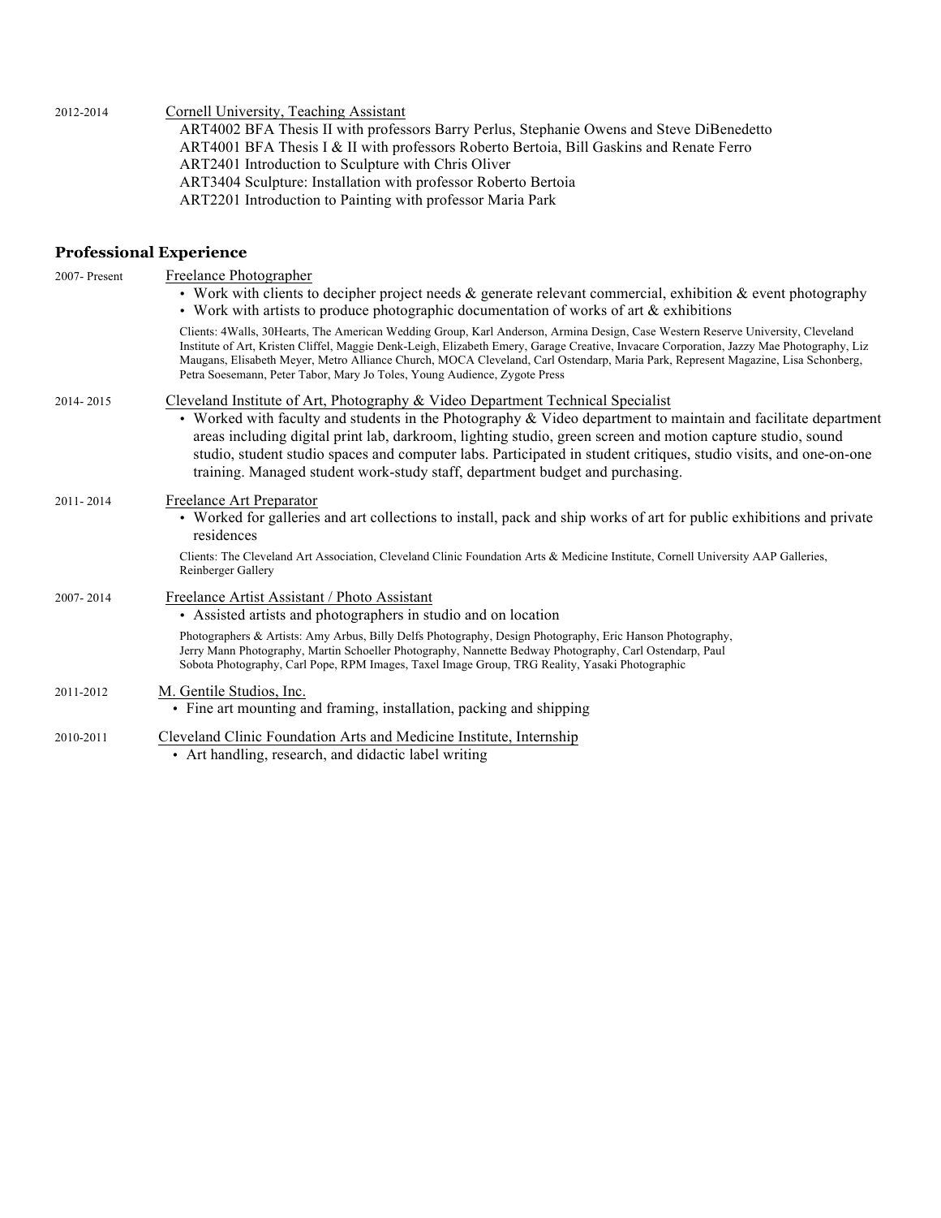2012-2014 Cornell University, Teaching Assistant

ART4002 BFA Thesis II with professors Barry Perlus, Stephanie Owens and Steve DiBenedetto
ART4001 BFA Thesis I & II with professors Roberto Bertoia, Bill Gaskins and Renate Ferro
ART2401 Introduction to Sculpture with Chris Oliver
ART3404 Sculpture: Installation with professor Roberto Bertoia
ART2201 Introduction to Painting with professor Maria Park

### Professional Experience

2007- Present Freelance Photographer

- Work with clients to decipher project needs & generate relevant commercial, exhibition & event photography
- Work with artists to produce photographic documentation of works of art & exhibitions

Clients: 4Walls, 30Hearts, The American Wedding Group, Karl Anderson, Armina Design, Case Western Reserve University, Cleveland Institute of Art, Kristen Cliffel, Maggie Denk-Leigh, Elizabeth Emery, Garage Creative, Invacare Corporation, Jazzy Mae Photography, Liz Maugans, Elisabeth Meyer, Metro Alliance Church, MOCA Cleveland, Carl Ostendarp, Maria Park, Represent Magazine, Lisa Schonberg, Petra Soesemann, Peter Tabor, Mary Jo Toles, Young Audience, Zygote Press

2014- 2015 Cleveland Institute of Art, Photography & Video Department Technical Specialist

- Worked with faculty and students in the Photography & Video department to maintain and facilitate department areas including digital print lab, darkroom, lighting studio, green screen and motion capture studio, sound studio, student studio spaces and computer labs. Participated in student critiques, studio visits, and one-on-one training. Managed student work-study staff, department budget and purchasing.

2011- 2014 Freelance Art Preparator

- Worked for galleries and art collections to install, pack and ship works of art for public exhibitions and private residences

Clients: The Cleveland Art Association, Cleveland Clinic Foundation Arts & Medicine Institute, Cornell University AAP Galleries, Reinberger Gallery

2007- 2014 Freelance Artist Assistant / Photo Assistant

- Assisted artists and photographers in studio and on location

Photographers & Artists: Amy Arbus, Billy Delfs Photography, Design Photography, Eric Hanson Photography, Jerry Mann Photography, Martin Schoeller Photography, Nannette Bedway Photography, Carl Ostendarp, Paul Sobota Photography, Carl Pope, RPM Images, Taxel Image Group, TRG Reality, Yasaki Photographic

2011-2012 M. Gentile Studios, Inc.

- Fine art mounting and framing, installation, packing and shipping

2010-2011 Cleveland Clinic Foundation Arts and Medicine Institute, Internship

- Art handling, research, and didactic label writing